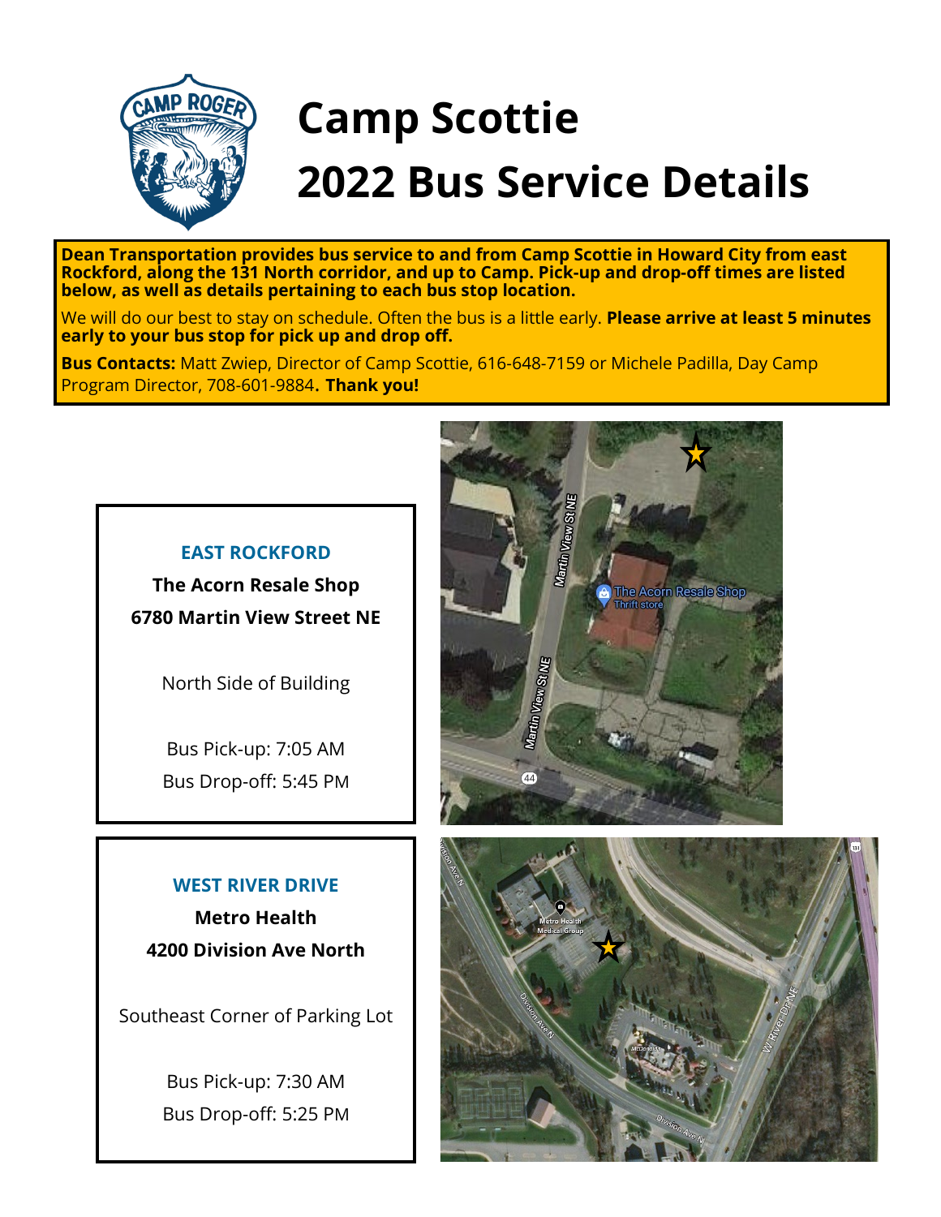# Camp Scottie

# 2022 Bus Service Details

**Dean Transportation provides bus service to and from Camp Scottie in Howard City from east Rockford, along the 131 North corridor, and up to Camp. Pick-up and drop-off times are listed below, as well as details pertaining to each bus stop location.**

We will do our best to stay on schedule. Often the bus is a little early. **Please arrive at least 5 minutes early to your bus stop for pick up and drop off.**

**Bus Contacts:** Matt Zwiep, Director of Camp Scottie, 616-648-7159 or Michele Padilla, Day Camp Program Director, 708-601-9884. **Thank you!**

### EAST ROCKFORD

**The Acorn Resale Shop**

**6780 Martin View Street NE**

North Side of Building

Bus Pick-up: 7:05 AM

Bus Drop-off: 5:45 PM

### WEST RIVER DRIVE

**Metro Health**

**4200 Division Ave North**

Southeast Corner of Parking Lot

Bus Pick-up: 7:30 AM

Bus Drop-off: 5:25 PM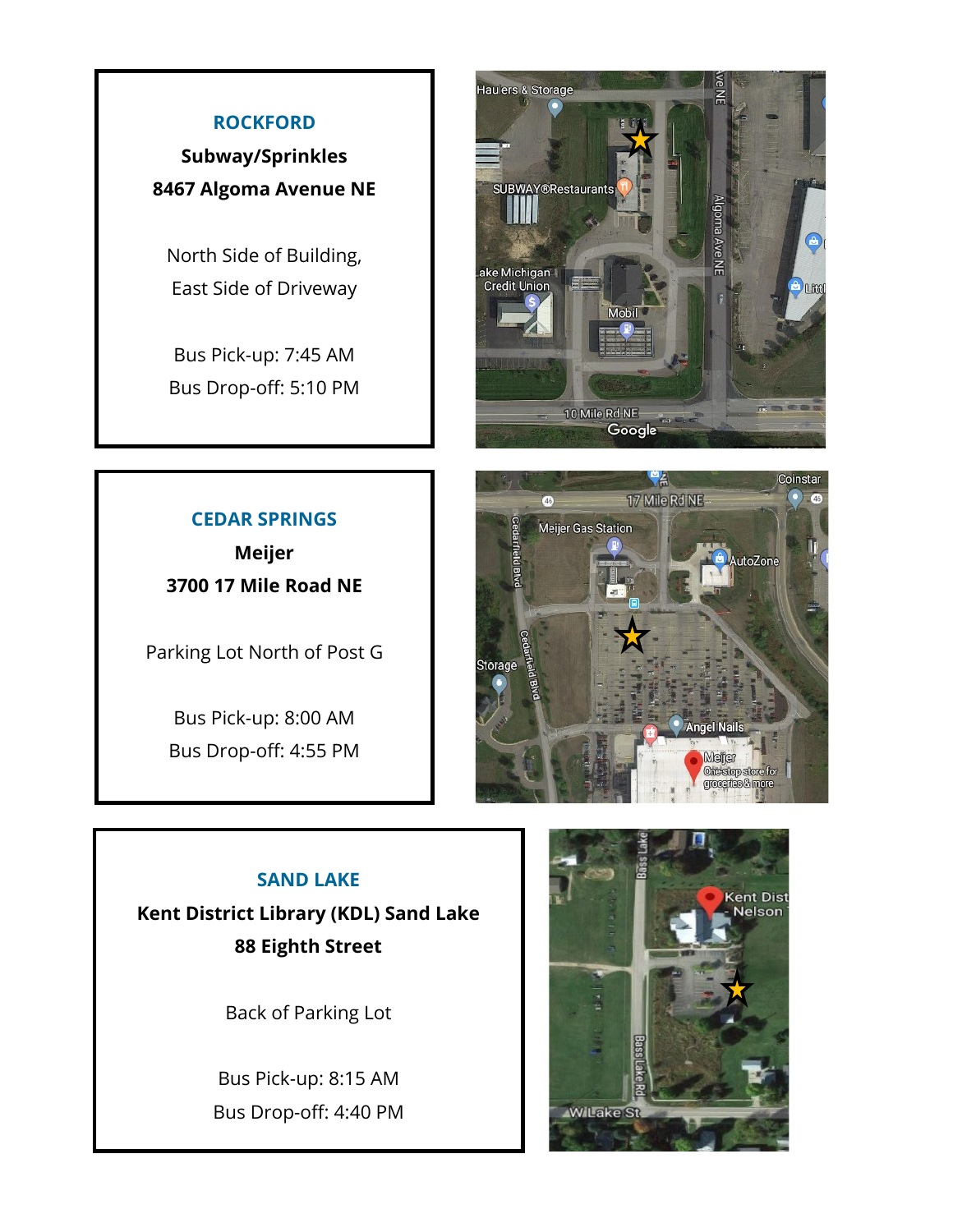### ROCKFORD

**Subway/Sprinkles**

**8467 Algoma Avenue NE**

North Side of Building,
East Side of Driveway

Bus Pick-up: 7:45 AM
Bus Drop-off: 5:10 PM

### CEDAR SPRINGS

**Meijer**

**3700 17 Mile Road NE**

Parking Lot North of Post G

Bus Pick-up: 8:00 AM
Bus Drop-off: 4:55 PM

### SAND LAKE

**Kent District Library (KDL) Sand Lake**

**88 Eighth Street**

Back of Parking Lot

Bus Pick-up: 8:15 AM
Bus Drop-off: 4:40 PM